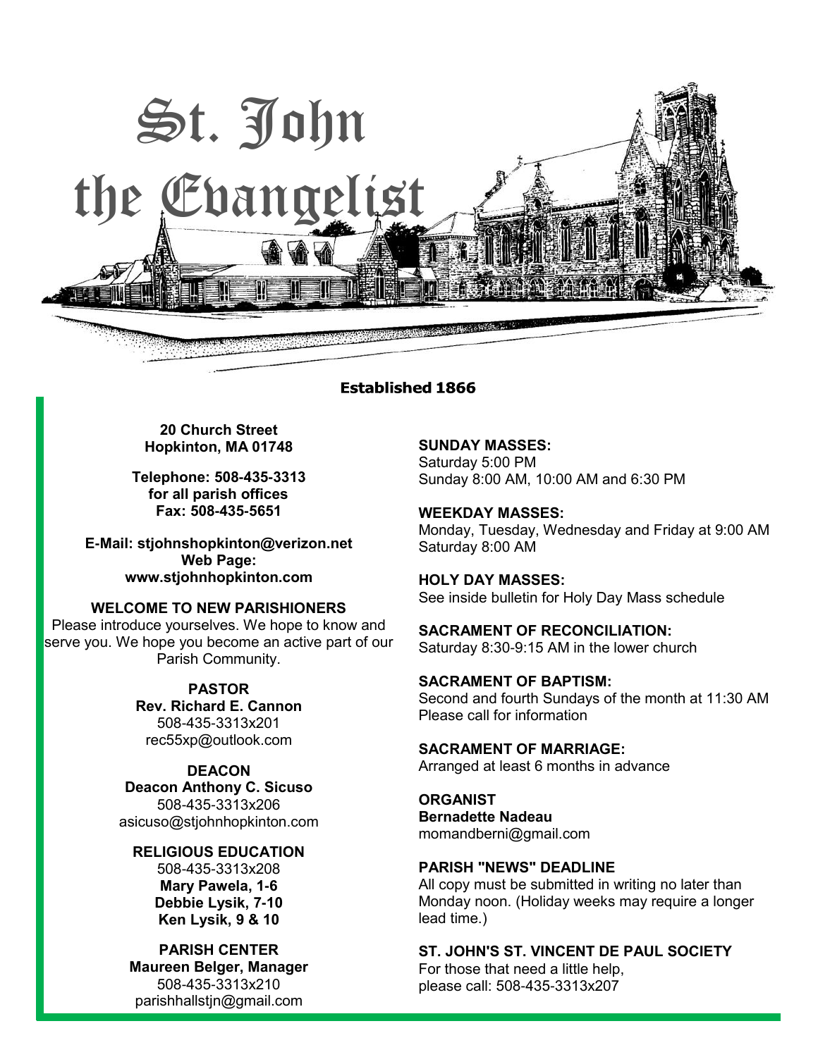# St. John the Evangelist

**Established 1866**

**20 Church Street**
**Hopkinton, MA 01748**

**Telephone: 508-435-3313**
**for all parish offices**
**Fax: 508-435-5651**

**E-Mail: stjohnshopkinton@verizon.net**
**Web Page:**
**www.stjohnhopkinton.com**

**WELCOME TO NEW PARISHIONERS**
Please introduce yourselves. We hope to know and serve you. We hope you become an active part of our Parish Community.

**PASTOR**
**Rev. Richard E. Cannon**
508-435-3313x201
rec55xp@outlook.com

**DEACON**
**Deacon Anthony C. Sicuso**
508-435-3313x206
asicuso@stjohnhopkinton.com

**RELIGIOUS EDUCATION**
508-435-3313x208
**Mary Pawela, 1-6**
**Debbie Lysik, 7-10**
**Ken Lysik, 9 & 10**

**PARISH CENTER**
**Maureen Belger, Manager**
508-435-3313x210
parishhallstjn@gmail.com

**SUNDAY MASSES:**
Saturday 5:00 PM
Sunday 8:00 AM, 10:00 AM and 6:30 PM

**WEEKDAY MASSES:**
Monday, Tuesday, Wednesday and Friday at 9:00 AM
Saturday 8:00 AM

**HOLY DAY MASSES:**
See inside bulletin for Holy Day Mass schedule

**SACRAMENT OF RECONCILIATION:**
Saturday 8:30-9:15 AM in the lower church

**SACRAMENT OF BAPTISM:**
Second and fourth Sundays of the month at 11:30 AM
Please call for information

**SACRAMENT OF MARRIAGE:**
Arranged at least 6 months in advance

**ORGANIST**
**Bernadette Nadeau**
momandberni@gmail.com

**PARISH "NEWS" DEADLINE**
All copy must be submitted in writing no later than Monday noon. (Holiday weeks may require a longer lead time.)

**ST. JOHN'S ST. VINCENT DE PAUL SOCIETY**
For those that need a little help,
please call: 508-435-3313x207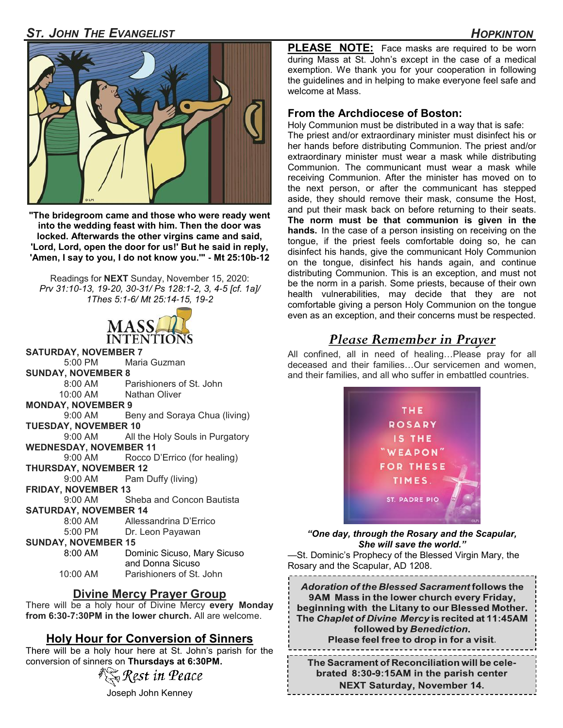**"The bridegroom came and those who were ready went into the wedding feast with him. Then the door was locked. Afterwards the other virgins came and said, 'Lord, Lord, open the door for us!' But he said in reply, 'Amen, I say to you, I do not know you.'" - Mt 25:10b-12**

Readings for **NEXT** Sunday, November 15, 2020:
*Prv 31:10-13, 19-20, 30-31/ Ps 128:1-2, 3, 4-5 [cf. 1a]/ 1Thes 5:1-6/ Mt 25:14-15, 19-2*

## MASS INTENTIONS

**SATURDAY, NOVEMBER 7**
5:00 PM Maria Guzman

**SUNDAY, NOVEMBER 8**
8:00 AM Parishioners of St. John
10:00 AM Nathan Oliver

**MONDAY, NOVEMBER 9**
9:00 AM Beny and Soraya Chua (living)

**TUESDAY, NOVEMBER 10**
9:00 AM All the Holy Souls in Purgatory

**WEDNESDAY, NOVEMBER 11**
9:00 AM Rocco D'Errico (for healing)

**THURSDAY, NOVEMBER 12**
9:00 AM Pam Duffy (living)

**FRIDAY, NOVEMBER 13**
9:00 AM Sheba and Concon Bautista

**SATURDAY, NOVEMBER 14**
8:00 AM Allessandrina D'Errico
5:00 PM Dr. Leon Payawan

**SUNDAY, NOVEMBER 15**
8:00 AM Dominic Sicuso, Mary Sicuso and Donna Sicuso
10:00 AM Parishioners of St. John

## Divine Mercy Prayer Group

There will be a holy hour of Divine Mercy **every Monday from 6:30-7:30PM in the lower church.** All are welcome.

## Holy Hour for Conversion of Sinners

There will be a holy hour here at St. John's parish for the conversion of sinners on **Thursdays at 6:30PM.**

## Rest in Peace

Joseph John Kenney

**PLEASE NOTE:** Face masks are required to be worn during Mass at St. John's except in the case of a medical exemption. We thank you for your cooperation in following the guidelines and in helping to make everyone feel safe and welcome at Mass.

### From the Archdiocese of Boston:

Holy Communion must be distributed in a way that is safe: The priest and/or extraordinary minister must disinfect his or her hands before distributing Communion. The priest and/or extraordinary minister must wear a mask while distributing Communion. The communicant must wear a mask while receiving Communion. After the minister has moved on to the next person, or after the communicant has stepped aside, they should remove their mask, consume the Host, and put their mask back on before returning to their seats. **The norm must be that communion is given in the hands.** In the case of a person insisting on receiving on the tongue, if the priest feels comfortable doing so, he can disinfect his hands, give the communicant Holy Communion on the tongue, disinfect his hands again, and continue distributing Communion. This is an exception, and must not be the norm in a parish. Some priests, because of their own health vulnerabilities, may decide that they are not comfortable giving a person Holy Communion on the tongue even as an exception, and their concerns must be respected.

## *Please Remember in Prayer*

All confined, all in need of healing…Please pray for all deceased and their families…Our servicemen and women, and their families, and all who suffer in embattled countries.

THE ROSARY IS THE "WEAPON" FOR THESE TIMES.
ST. PADRE PIO

***"One day, through the Rosary and the Scapular, She will save the world."***
—St. Dominic's Prophecy of the Blessed Virgin Mary, the Rosary and the Scapular, AD 1208.

***Adoration of the Blessed Sacrament* follows the 9AM Mass in the lower church every Friday, beginning with the Litany to our Blessed Mother. The *Chaplet of Divine Mercy* is recited at 11:45AM followed by *Benediction*. Please feel free to drop in for a visit.**

**The Sacrament of Reconciliation will be celebrated 8:30-9:15AM in the parish center NEXT Saturday, November 14.**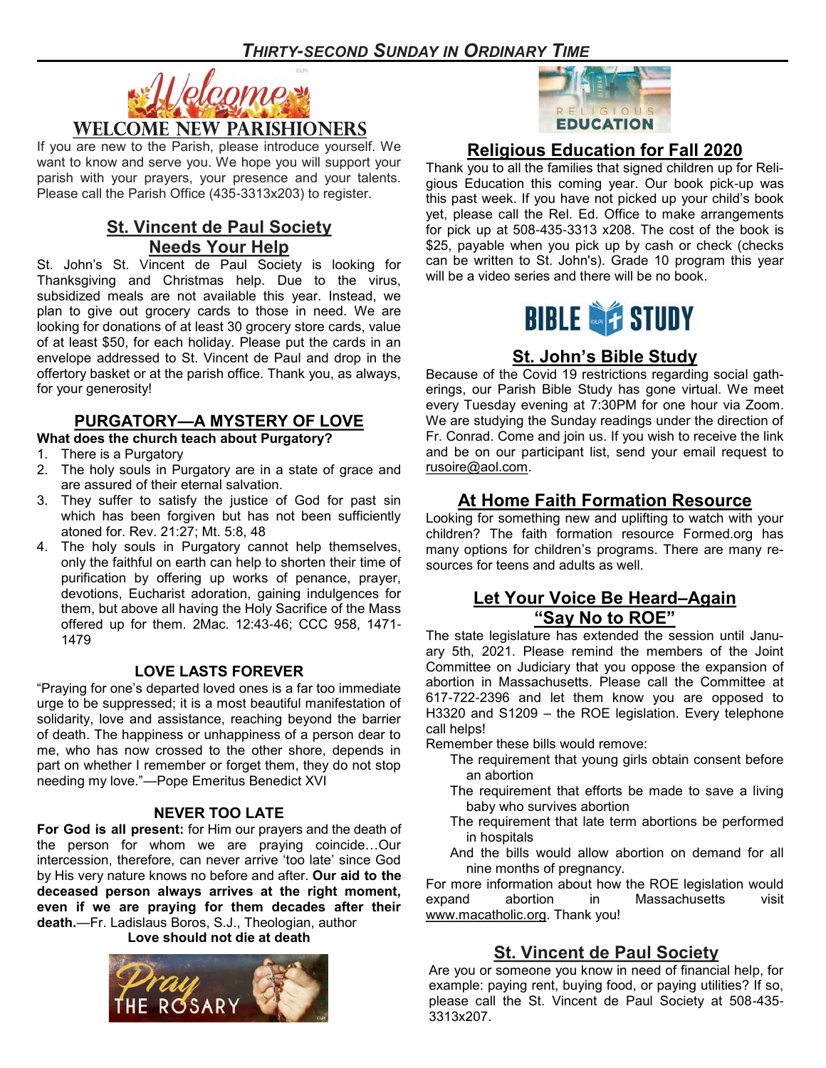# *THIRTY-SECOND SUNDAY IN ORDINARY TIME*

## WELCOME NEW PARISHIONERS

If you are new to the Parish, please introduce yourself. We want to know and serve you. We hope you will support your parish with your prayers, your presence and your talents. Please call the Parish Office (435-3313x203) to register.

## St. Vincent de Paul Society Needs Your Help

St. John's St. Vincent de Paul Society is looking for Thanksgiving and Christmas help. Due to the virus, subsidized meals are not available this year. Instead, we plan to give out grocery cards to those in need. We are looking for donations of at least 30 grocery store cards, value of at least $50, for each holiday. Please put the cards in an envelope addressed to St. Vincent de Paul and drop in the offertory basket or at the parish office. Thank you, as always, for your generosity!

## PURGATORY—A MYSTERY OF LOVE

**What does the church teach about Purgatory?**

1. There is a Purgatory
2. The holy souls in Purgatory are in a state of grace and are assured of their eternal salvation.
3. They suffer to satisfy the justice of God for past sin which has been forgiven but has not been sufficiently atoned for. Rev. 21:27; Mt. 5:8, 48
4. The holy souls in Purgatory cannot help themselves, only the faithful on earth can help to shorten their time of purification by offering up works of penance, prayer, devotions, Eucharist adoration, gaining indulgences for them, but above all having the Holy Sacrifice of the Mass offered up for them. 2Mac. 12:43-46; CCC 958, 1471-1479

### LOVE LASTS FOREVER

"Praying for one's departed loved ones is a far too immediate urge to be suppressed; it is a most beautiful manifestation of solidarity, love and assistance, reaching beyond the barrier of death. The happiness or unhappiness of a person dear to me, who has now crossed to the other shore, depends in part on whether I remember or forget them, they do not stop needing my love."—Pope Emeritus Benedict XVI

### NEVER TOO LATE

**For God is all present:** for Him our prayers and the death of the person for whom we are praying coincide…Our intercession, therefore, can never arrive 'too late' since God by His very nature knows no before and after. **Our aid to the deceased person always arrives at the right moment, even if we are praying for them decades after their death.**—Fr. Ladislaus Boros, S.J., Theologian, author

**Love should not die at death**

## Religious Education for Fall 2020

Thank you to all the families that signed children up for Religious Education this coming year. Our book pick-up was this past week. If you have not picked up your child's book yet, please call the Rel. Ed. Office to make arrangements for pick up at 508-435-3313 x208. The cost of the book is $25, payable when you pick up by cash or check (checks can be written to St. John's). Grade 10 program this year will be a video series and there will be no book.

## St. John's Bible Study

Because of the Covid 19 restrictions regarding social gatherings, our Parish Bible Study has gone virtual. We meet every Tuesday evening at 7:30PM for one hour via Zoom. We are studying the Sunday readings under the direction of Fr. Conrad. Come and join us. If you wish to receive the link and be on our participant list, send your email request to rusoire@aol.com.

## At Home Faith Formation Resource

Looking for something new and uplifting to watch with your children? The faith formation resource Formed.org has many options for children's programs. There are many resources for teens and adults as well.

## Let Your Voice Be Heard–Again "Say No to ROE"

The state legislature has extended the session until January 5th, 2021. Please remind the members of the Joint Committee on Judiciary that you oppose the expansion of abortion in Massachusetts. Please call the Committee at 617-722-2396 and let them know you are opposed to H3320 and S1209 – the ROE legislation. Every telephone call helps!

Remember these bills would remove:

- The requirement that young girls obtain consent before an abortion
- The requirement that efforts be made to save a living baby who survives abortion
- The requirement that late term abortions be performed in hospitals
- And the bills would allow abortion on demand for all nine months of pregnancy.

For more information about how the ROE legislation would expand abortion in Massachusetts visit www.macatholic.org. Thank you!

## St. Vincent de Paul Society

Are you or someone you know in need of financial help, for example: paying rent, buying food, or paying utilities? If so, please call the St. Vincent de Paul Society at 508-435-3313x207.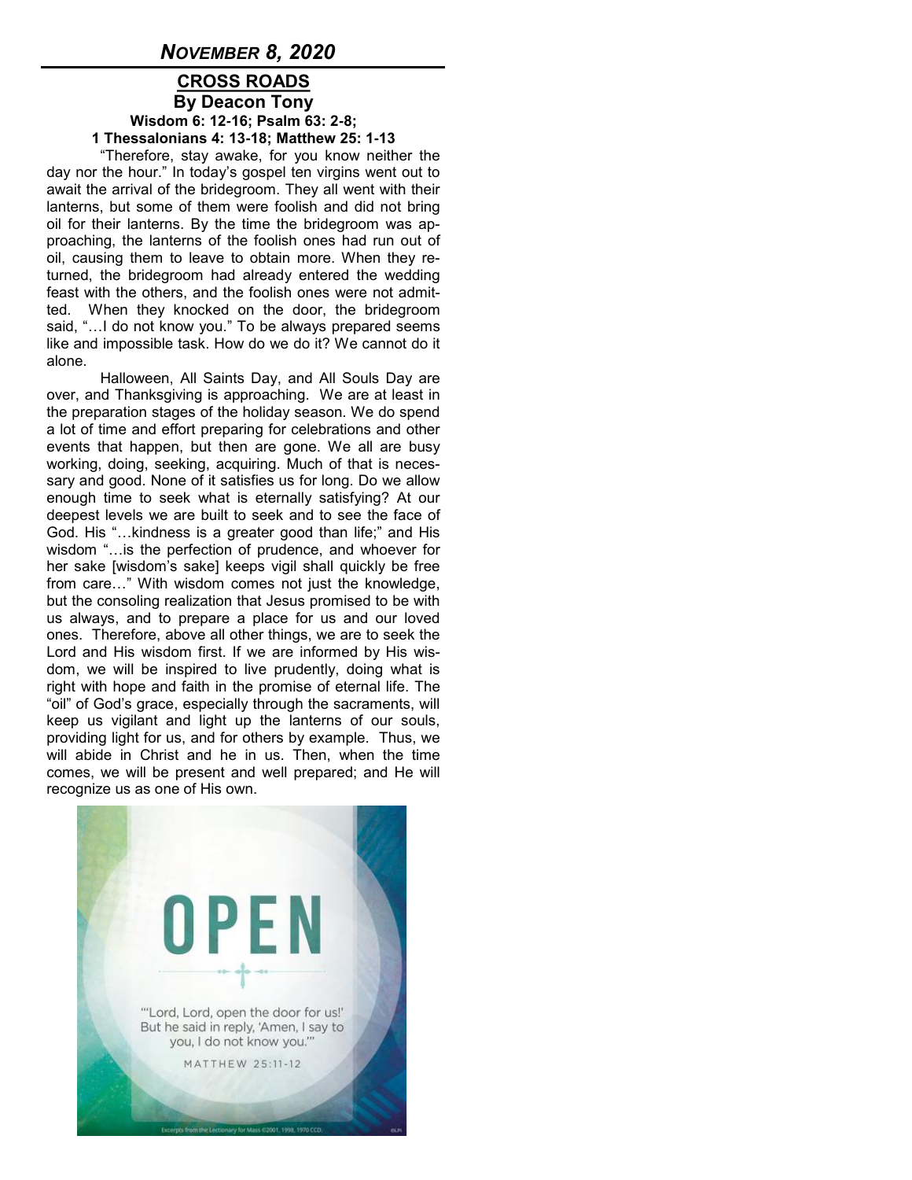***NOVEMBER 8, 2020***

## CROSS ROADS

### By Deacon Tony

**Wisdom 6: 12-16; Psalm 63: 2-8;**
**1 Thessalonians 4: 13-18; Matthew 25: 1-13**

"Therefore, stay awake, for you know neither the day nor the hour." In today's gospel ten virgins went out to await the arrival of the bridegroom. They all went with their lanterns, but some of them were foolish and did not bring oil for their lanterns. By the time the bridegroom was approaching, the lanterns of the foolish ones had run out of oil, causing them to leave to obtain more. When they returned, the bridegroom had already entered the wedding feast with the others, and the foolish ones were not admitted. When they knocked on the door, the bridegroom said, "…I do not know you." To be always prepared seems like and impossible task. How do we do it? We cannot do it alone.

Halloween, All Saints Day, and All Souls Day are over, and Thanksgiving is approaching. We are at least in the preparation stages of the holiday season. We do spend a lot of time and effort preparing for celebrations and other events that happen, but then are gone. We all are busy working, doing, seeking, acquiring. Much of that is necessary and good. None of it satisfies us for long. Do we allow enough time to seek what is eternally satisfying? At our deepest levels we are built to seek and to see the face of God. His "…kindness is a greater good than life;" and His wisdom "…is the perfection of prudence, and whoever for her sake [wisdom's sake] keeps vigil shall quickly be free from care…" With wisdom comes not just the knowledge, but the consoling realization that Jesus promised to be with us always, and to prepare a place for us and our loved ones. Therefore, above all other things, we are to seek the Lord and His wisdom first. If we are informed by His wisdom, we will be inspired to live prudently, doing what is right with hope and faith in the promise of eternal life. The "oil" of God's grace, especially through the sacraments, will keep us vigilant and light up the lanterns of our souls, providing light for us, and for others by example. Thus, we will abide in Christ and he in us. Then, when the time comes, we will be present and well prepared; and He will recognize us as one of His own.

OPEN

"'Lord, Lord, open the door for us!' But he said in reply, 'Amen, I say to you, I do not know you.'"

MATTHEW 25:11-12

Excerpts from the Lectionary for Mass ©2001, 1998, 1970 CCD.